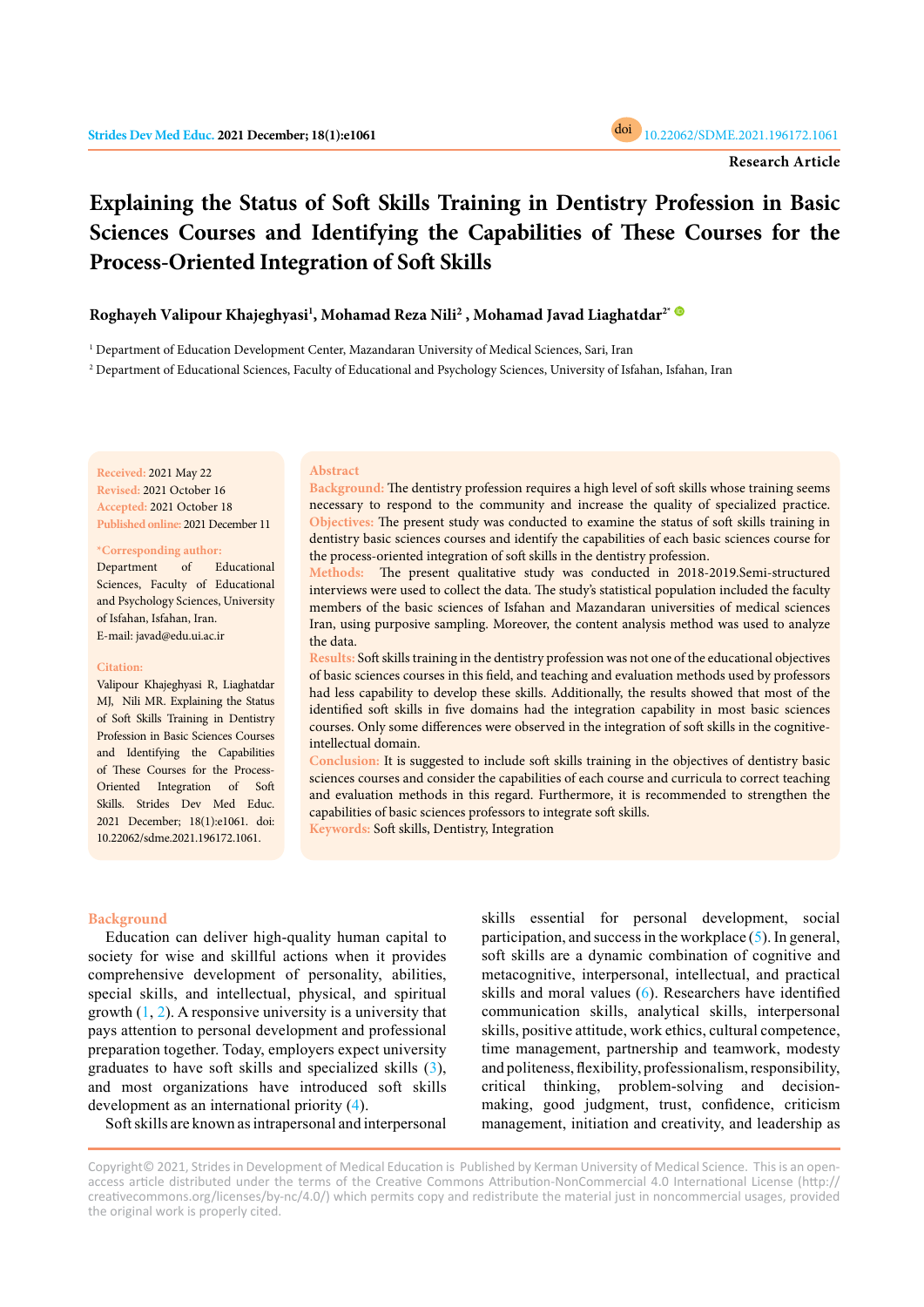Research Article

# Explaining the Status of Soft Skills Training in Dentistry Profession in Basic Sciences Courses and Identifying the Capabilities of These Courses for the Process-Oriented Integration of Soft Skills

**Roghayeh Valipour Khajeghyasi[1], Mohamad Reza Nili[2], Mohamad Javad Liaghatdar[2*]**

[1] Department of Education Development Center, Mazandaran University of Medical Sciences, Sari, Iran

[2] Department of Educational Sciences, Faculty of Educational and Psychology Sciences, University of Isfahan, Isfahan, Iran

**Received:** 2021 May 22
**Revised:** 2021 October 16
**Accepted:** 2021 October 18
**Published online:** 2021 December 11

**\*Corresponding author:**
Department of Educational Sciences, Faculty of Educational and Psychology Sciences, University of Isfahan, Isfahan, Iran.
E-mail: javad@edu.ui.ac.ir

**Citation:**
Valipour Khajeghyasi R, Liaghatdar MJ, Nili MR. Explaining the Status of Soft Skills Training in Dentistry Profession in Basic Sciences Courses and Identifying the Capabilities of These Courses for the Process-Oriented Integration of Soft Skills. Strides Dev Med Educ. 2021 December; 18(1):e1061. doi: 10.22062/sdme.2021.196172.1061.

## Abstract

**Background:** The dentistry profession requires a high level of soft skills whose training seems necessary to respond to the community and increase the quality of specialized practice.

**Objectives:** The present study was conducted to examine the status of soft skills training in dentistry basic sciences courses and identify the capabilities of each basic sciences course for the process-oriented integration of soft skills in the dentistry profession.

**Methods:** The present qualitative study was conducted in 2018-2019.Semi-structured interviews were used to collect the data. The study's statistical population included the faculty members of the basic sciences of Isfahan and Mazandaran universities of medical sciences Iran, using purposive sampling. Moreover, the content analysis method was used to analyze the data.

**Results:** Soft skills training in the dentistry profession was not one of the educational objectives of basic sciences courses in this field, and teaching and evaluation methods used by professors had less capability to develop these skills. Additionally, the results showed that most of the identified soft skills in five domains had the integration capability in most basic sciences courses. Only some differences were observed in the integration of soft skills in the cognitive-intellectual domain.

**Conclusion:** It is suggested to include soft skills training in the objectives of dentistry basic sciences courses and consider the capabilities of each course and curricula to correct teaching and evaluation methods in this regard. Furthermore, it is recommended to strengthen the capabilities of basic sciences professors to integrate soft skills.

**Keywords:** Soft skills, Dentistry, Integration

## Background

Education can deliver high-quality human capital to society for wise and skillful actions when it provides comprehensive development of personality, abilities, special skills, and intellectual, physical, and spiritual growth (1, 2). A responsive university is a university that pays attention to personal development and professional preparation together. Today, employers expect university graduates to have soft skills and specialized skills (3), and most organizations have introduced soft skills development as an international priority (4).

Soft skills are known as intrapersonal and interpersonal skills essential for personal development, social participation, and success in the workplace (5). In general, soft skills are a dynamic combination of cognitive and metacognitive, interpersonal, intellectual, and practical skills and moral values (6). Researchers have identified communication skills, analytical skills, interpersonal skills, positive attitude, work ethics, cultural competence, time management, partnership and teamwork, modesty and politeness, flexibility, professionalism, responsibility, critical thinking, problem-solving and decision-making, good judgment, trust, confidence, criticism management, initiation and creativity, and leadership as

Copyright© 2021, Strides in Development of Medical Education is Published by Kerman University of Medical Science. This is an open-access article distributed under the terms of the Creative Commons Attribution-NonCommercial 4.0 International License (http://creativecommons.org/licenses/by-nc/4.0/) which permits copy and redistribute the material just in noncommercial usages, provided the original work is properly cited.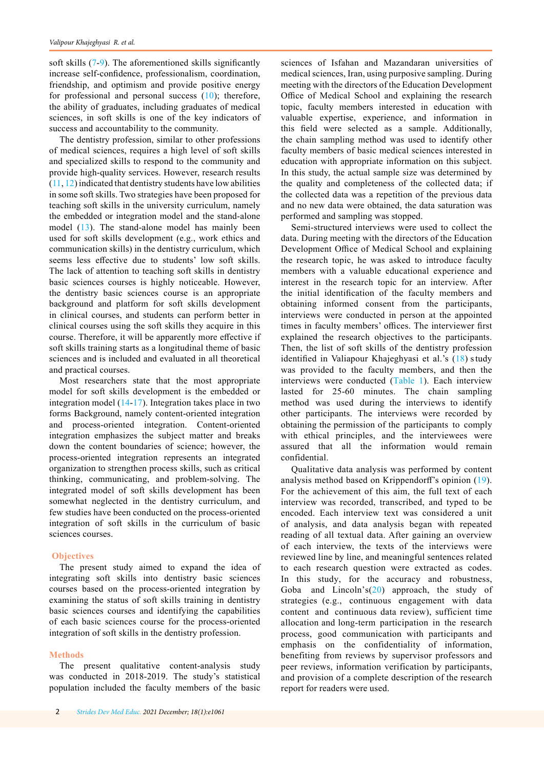soft skills (7-9). The aforementioned skills significantly increase self-confidence, professionalism, coordination, friendship, and optimism and provide positive energy for professional and personal success (10); therefore, the ability of graduates, including graduates of medical sciences, in soft skills is one of the key indicators of success and accountability to the community.

The dentistry profession, similar to other professions of medical sciences, requires a high level of soft skills and specialized skills to respond to the community and provide high-quality services. However, research results (11, 12) indicated that dentistry students have low abilities in some soft skills. Two strategies have been proposed for teaching soft skills in the university curriculum, namely the embedded or integration model and the stand-alone model (13). The stand-alone model has mainly been used for soft skills development (e.g., work ethics and communication skills) in the dentistry curriculum, which seems less effective due to students' low soft skills. The lack of attention to teaching soft skills in dentistry basic sciences courses is highly noticeable. However, the dentistry basic sciences course is an appropriate background and platform for soft skills development in clinical courses, and students can perform better in clinical courses using the soft skills they acquire in this course. Therefore, it will be apparently more effective if soft skills training starts as a longitudinal theme of basic sciences and is included and evaluated in all theoretical and practical courses.

Most researchers state that the most appropriate model for soft skills development is the embedded or integration model (14-17). Integration takes place in two forms Background, namely content-oriented integration and process-oriented integration. Content-oriented integration emphasizes the subject matter and breaks down the content boundaries of science; however, the process-oriented integration represents an integrated organization to strengthen process skills, such as critical thinking, communicating, and problem-solving. The integrated model of soft skills development has been somewhat neglected in the dentistry curriculum, and few studies have been conducted on the process-oriented integration of soft skills in the curriculum of basic sciences courses.

## Objectives

The present study aimed to expand the idea of integrating soft skills into dentistry basic sciences courses based on the process-oriented integration by examining the status of soft skills training in dentistry basic sciences courses and identifying the capabilities of each basic sciences course for the process-oriented integration of soft skills in the dentistry profession.

## Methods

The present qualitative content-analysis study was conducted in 2018-2019. The study's statistical population included the faculty members of the basic sciences of Isfahan and Mazandaran universities of medical sciences, Iran, using purposive sampling. During meeting with the directors of the Education Development Office of Medical School and explaining the research topic, faculty members interested in education with valuable expertise, experience, and information in this field were selected as a sample. Additionally, the chain sampling method was used to identify other faculty members of basic medical sciences interested in education with appropriate information on this subject. In this study, the actual sample size was determined by the quality and completeness of the collected data; if the collected data was a repetition of the previous data and no new data were obtained, the data saturation was performed and sampling was stopped.

Semi-structured interviews were used to collect the data. During meeting with the directors of the Education Development Office of Medical School and explaining the research topic, he was asked to introduce faculty members with a valuable educational experience and interest in the research topic for an interview. After the initial identification of the faculty members and obtaining informed consent from the participants, interviews were conducted in person at the appointed times in faculty members' offices. The interviewer first explained the research objectives to the participants. Then, the list of soft skills of the dentistry profession identified in Valiapour Khajeghyasi et al.'s (18) study was provided to the faculty members, and then the interviews were conducted (Table 1). Each interview lasted for 25-60 minutes. The chain sampling method was used during the interviews to identify other participants. The interviews were recorded by obtaining the permission of the participants to comply with ethical principles, and the interviewees were assured that all the information would remain confidential.

Qualitative data analysis was performed by content analysis method based on Krippendorff's opinion (19). For the achievement of this aim, the full text of each interview was recorded, transcribed, and typed to be encoded. Each interview text was considered a unit of analysis, and data analysis began with repeated reading of all textual data. After gaining an overview of each interview, the texts of the interviews were reviewed line by line, and meaningful sentences related to each research question were extracted as codes. In this study, for the accuracy and robustness, Goba and Lincoln's(20) approach, the study of strategies (e.g., continuous engagement with data content and continuous data review), sufficient time allocation and long-term participation in the research process, good communication with participants and emphasis on the confidentiality of information, benefiting from reviews by supervisor professors and peer reviews, information verification by participants, and provision of a complete description of the research report for readers were used.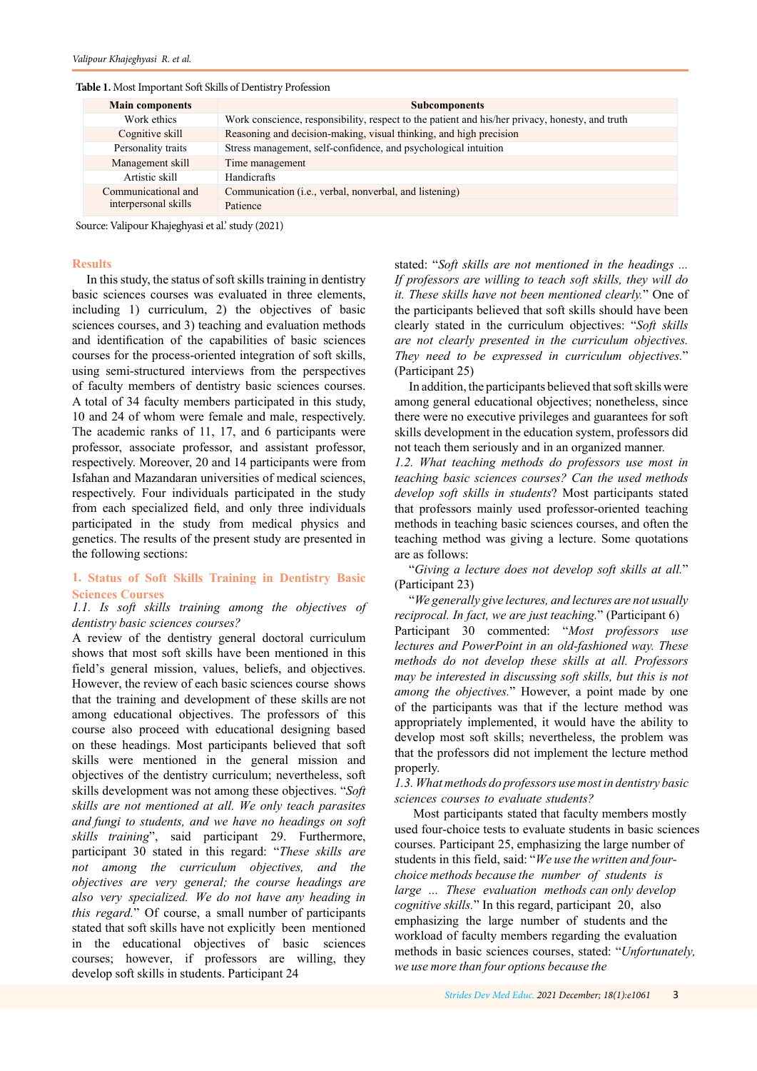**Table 1.** Most Important Soft Skills of Dentistry Profession

| Main components | Subcomponents |
|---|---|
| Work ethics | Work conscience, responsibility, respect to the patient and his/her privacy, honesty, and truth |
| Cognitive skill | Reasoning and decision-making, visual thinking, and high precision |
| Personality traits | Stress management, self-confidence, and psychological intuition |
| Management skill | Time management |
| Artistic skill | Handicrafts |
| Communicational and interpersonal skills | Communication (i.e., verbal, nonverbal, and listening) |
| | Patience |

Source: Valipour Khajeghyasi et al.' study (2021)

## Results

In this study, the status of soft skills training in dentistry basic sciences courses was evaluated in three elements, including 1) curriculum, 2) the objectives of basic sciences courses, and 3) teaching and evaluation methods and identification of the capabilities of basic sciences courses for the process-oriented integration of soft skills, using semi-structured interviews from the perspectives of faculty members of dentistry basic sciences courses. A total of 34 faculty members participated in this study, 10 and 24 of whom were female and male, respectively. The academic ranks of 11, 17, and 6 participants were professor, associate professor, and assistant professor, respectively. Moreover, 20 and 14 participants were from Isfahan and Mazandaran universities of medical sciences, respectively. Four individuals participated in the study from each specialized field, and only three individuals participated in the study from medical physics and genetics. The results of the present study are presented in the following sections:

### 1. Status of Soft Skills Training in Dentistry Basic Sciences Courses

*1.1. Is soft skills training among the objectives of dentistry basic sciences courses?*

A review of the dentistry general doctoral curriculum shows that most soft skills have been mentioned in this field's general mission, values, beliefs, and objectives. However, the review of each basic sciences course shows that the training and development of these skills are not among educational objectives. The professors of this course also proceed with educational designing based on these headings. Most participants believed that soft skills were mentioned in the general mission and objectives of the dentistry curriculum; nevertheless, soft skills development was not among these objectives. "*Soft skills are not mentioned at all. We only teach parasites and fungi to students, and we have no headings on soft skills training*", said participant 29. Furthermore, participant 30 stated in this regard: "*These skills are not among the curriculum objectives, and the objectives are very general; the course headings are also very specialized. We do not have any heading in this regard.*" Of course, a small number of participants stated that soft skills have not explicitly been mentioned in the educational objectives of basic sciences courses; however, if professors are willing, they develop soft skills in students. Participant 24 stated: "*Soft skills are not mentioned in the headings ... If professors are willing to teach soft skills, they will do it. These skills have not been mentioned clearly.*" One of the participants believed that soft skills should have been clearly stated in the curriculum objectives: "*Soft skills are not clearly presented in the curriculum objectives. They need to be expressed in curriculum objectives.*" (Participant 25)

In addition, the participants believed that soft skills were among general educational objectives; nonetheless, since there were no executive privileges and guarantees for soft skills development in the education system, professors did not teach them seriously and in an organized manner.

*1.2. What teaching methods do professors use most in teaching basic sciences courses? Can the used methods develop soft skills in students?* Most participants stated that professors mainly used professor-oriented teaching methods in teaching basic sciences courses, and often the teaching method was giving a lecture. Some quotations are as follows:

"*Giving a lecture does not develop soft skills at all.*" (Participant 23)

"*We generally give lectures, and lectures are not usually reciprocal. In fact, we are just teaching.*" (Participant 6)

Participant 30 commented: "*Most professors use lectures and PowerPoint in an old-fashioned way. These methods do not develop these skills at all. Professors may be interested in discussing soft skills, but this is not among the objectives.*" However, a point made by one of the participants was that if the lecture method was appropriately implemented, it would have the ability to develop most soft skills; nevertheless, the problem was that the professors did not implement the lecture method properly.

*1.3. What methods do professors use most in dentistry basic sciences courses to evaluate students?*

Most participants stated that faculty members mostly used four-choice tests to evaluate students in basic sciences courses. Participant 25, emphasizing the large number of students in this field, said: "*We use the written and four-choice methods because the number of students is large ... These evaluation methods can only develop cognitive skills.*" In this regard, participant 20, also emphasizing the large number of students and the workload of faculty members regarding the evaluation methods in basic sciences courses, stated: "*Unfortunately, we use more than four options because the*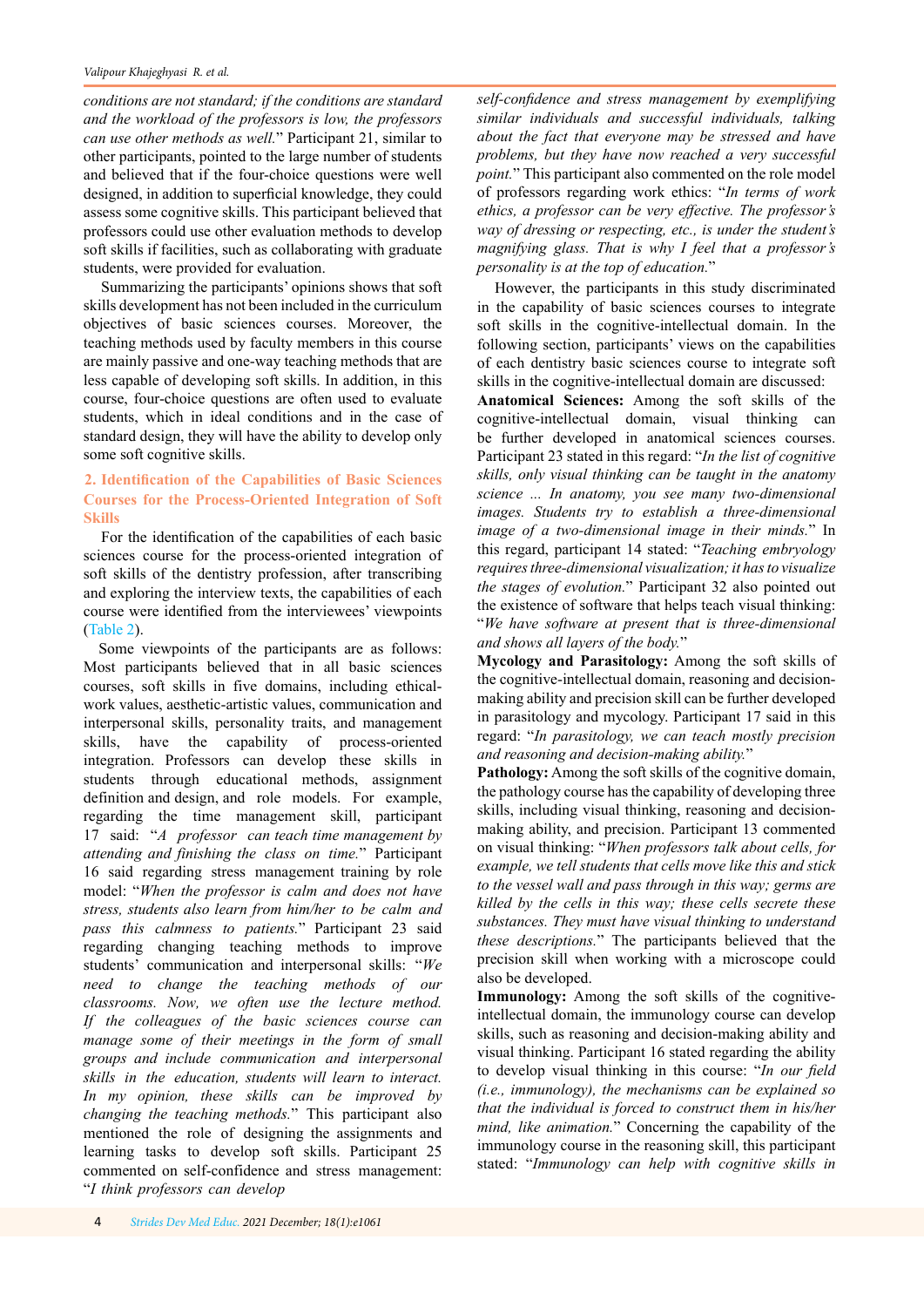*conditions are not standard; if the conditions are standard and the workload of the professors is low, the professors can use other methods as well.*" Participant 21, similar to other participants, pointed to the large number of students and believed that if the four-choice questions were well designed, in addition to superficial knowledge, they could assess some cognitive skills. This participant believed that professors could use other evaluation methods to develop soft skills if facilities, such as collaborating with graduate students, were provided for evaluation.

Summarizing the participants' opinions shows that soft skills development has not been included in the curriculum objectives of basic sciences courses. Moreover, the teaching methods used by faculty members in this course are mainly passive and one-way teaching methods that are less capable of developing soft skills. In addition, in this course, four-choice questions are often used to evaluate students, which in ideal conditions and in the case of standard design, they will have the ability to develop only some soft cognitive skills.

## 2. Identification of the Capabilities of Basic Sciences Courses for the Process-Oriented Integration of Soft Skills

For the identification of the capabilities of each basic sciences course for the process-oriented integration of soft skills of the dentistry profession, after transcribing and exploring the interview texts, the capabilities of each course were identified from the interviewees' viewpoints (Table 2).

Some viewpoints of the participants are as follows: Most participants believed that in all basic sciences courses, soft skills in five domains, including ethical-work values, aesthetic-artistic values, communication and interpersonal skills, personality traits, and management skills, have the capability of process-oriented integration. Professors can develop these skills in students through educational methods, assignment definition and design, and role models. For example, regarding the time management skill, participant 17 said: "*A professor can teach time management by attending and finishing the class on time.*" Participant 16 said regarding stress management training by role model: "*When the professor is calm and does not have stress, students also learn from him/her to be calm and pass this calmness to patients.*" Participant 23 said regarding changing teaching methods to improve students' communication and interpersonal skills: "*We need to change the teaching methods of our classrooms. Now, we often use the lecture method. If the colleagues of the basic sciences course can manage some of their meetings in the form of small groups and include communication and interpersonal skills in the education, students will learn to interact. In my opinion, these skills can be improved by changing the teaching methods.*" This participant also mentioned the role of designing the assignments and learning tasks to develop soft skills. Participant 25 commented on self-confidence and stress management: "*I think professors can develop self-confidence and stress management by exemplifying similar individuals and successful individuals, talking about the fact that everyone may be stressed and have problems, but they have now reached a very successful point.*" This participant also commented on the role model of professors regarding work ethics: "*In terms of work ethics, a professor can be very effective. The professor's way of dressing or respecting, etc., is under the student's magnifying glass. That is why I feel that a professor's personality is at the top of education.*"

However, the participants in this study discriminated in the capability of basic sciences courses to integrate soft skills in the cognitive-intellectual domain. In the following section, participants' views on the capabilities of each dentistry basic sciences course to integrate soft skills in the cognitive-intellectual domain are discussed:

**Anatomical Sciences:** Among the soft skills of the cognitive-intellectual domain, visual thinking can be further developed in anatomical sciences courses. Participant 23 stated in this regard: "*In the list of cognitive skills, only visual thinking can be taught in the anatomy science ... In anatomy, you see many two-dimensional images. Students try to establish a three-dimensional image of a two-dimensional image in their minds.*" In this regard, participant 14 stated: "*Teaching embryology requires three-dimensional visualization; it has to visualize the stages of evolution.*" Participant 32 also pointed out the existence of software that helps teach visual thinking: "*We have software at present that is three-dimensional and shows all layers of the body.*"

**Mycology and Parasitology:** Among the soft skills of the cognitive-intellectual domain, reasoning and decision-making ability and precision skill can be further developed in parasitology and mycology. Participant 17 said in this regard: "*In parasitology, we can teach mostly precision and reasoning and decision-making ability.*"

**Pathology:** Among the soft skills of the cognitive domain, the pathology course has the capability of developing three skills, including visual thinking, reasoning and decision-making ability, and precision. Participant 13 commented on visual thinking: "*When professors talk about cells, for example, we tell students that cells move like this and stick to the vessel wall and pass through in this way; germs are killed by the cells in this way; these cells secrete these substances. They must have visual thinking to understand these descriptions.*" The participants believed that the precision skill when working with a microscope could also be developed.

**Immunology:** Among the soft skills of the cognitive-intellectual domain, the immunology course can develop skills, such as reasoning and decision-making ability and visual thinking. Participant 16 stated regarding the ability to develop visual thinking in this course: "*In our field (i.e., immunology), the mechanisms can be explained so that the individual is forced to construct them in his/her mind, like animation.*" Concerning the capability of the immunology course in the reasoning skill, this participant stated: "*Immunology can help with cognitive skills in*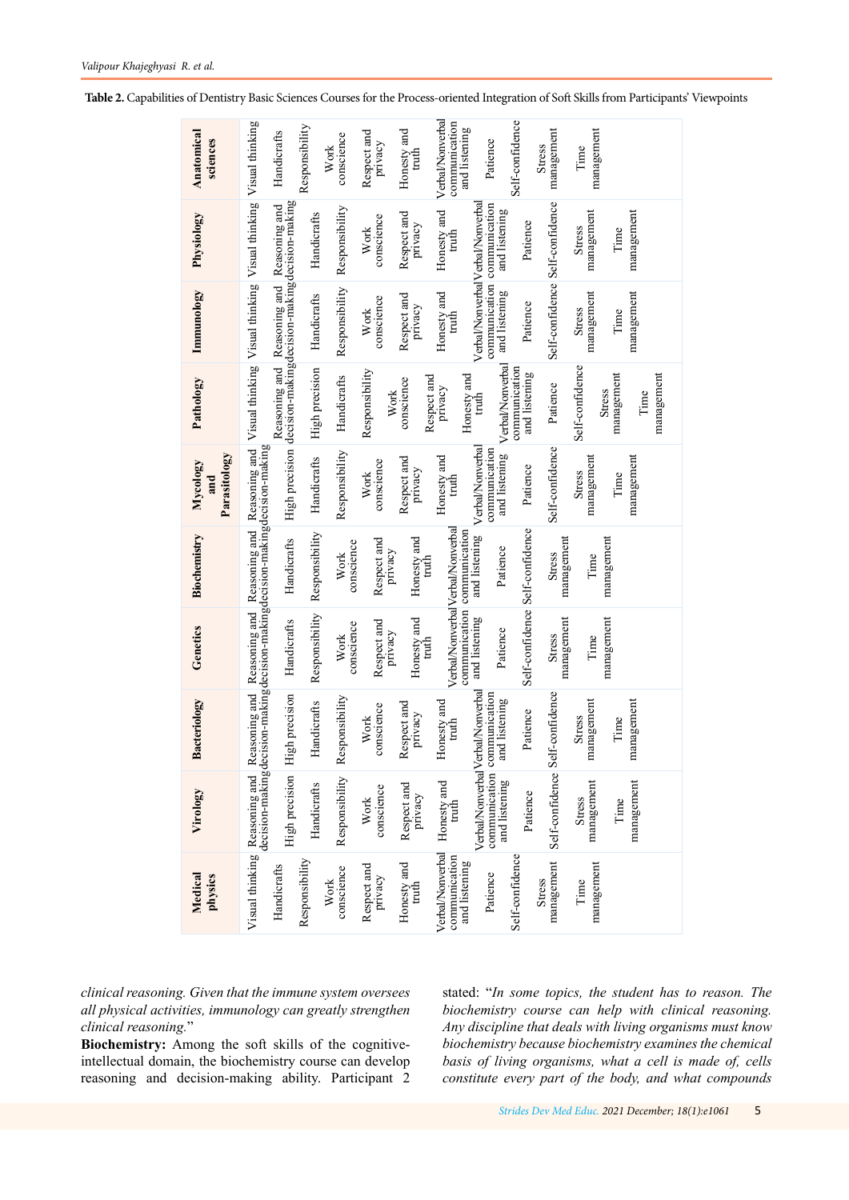**Table 2.** Capabilities of Dentistry Basic Sciences Courses for the Process-oriented Integration of Soft Skills from Participants' Viewpoints

| Medical physics | Virology | Bacteriology | Genetics | Biochemistry | Mycology and Parasitology | Pathology | Immunology | Physiology | Anatomical sciences |
|---|---|---|---|---|---|---|---|---|---|
| Visual thinking | Reasoning and decision-making | Reasoning and decision-making | Reasoning and decision-making | Reasoning and decision-making | Reasoning and decision-making | Visual thinking | Visual thinking | Visual thinking | Visual thinking |
| Handicrafts | High precision | High precision | Handicrafts | Handicrafts | High precision | Reasoning and decision-making | Reasoning and decision-making | Reasoning and decision-making | Handicrafts |
| Responsibility | Handicrafts | Handicrafts | Responsibility | Responsibility | Handicrafts | High precision | Handicrafts | Handicrafts | Responsibility |
| Work conscience | Responsibility | Responsibility | Work conscience | Work conscience | Responsibility | Handicrafts | Responsibility | Responsibility | Work conscience |
| Respect and privacy | Work conscience | Work conscience | Respect and privacy | Respect and privacy | Work conscience | Responsibility | Work conscience | Work conscience | Respect and privacy |
| Honesty and truth | Respect and privacy | Respect and privacy | Honesty and truth | Honesty and truth | Respect and privacy | Work conscience | Respect and privacy | Respect and privacy | Honesty and truth |
| Verbal/Nonverbal communication and listening | Honesty and truth | Honesty and truth | Verbal/Nonverbal communication and listening | Verbal/Nonverbal communication and listening | Honesty and truth | Respect and privacy | Honesty and truth | Honesty and truth | Verbal/Nonverbal communication and listening |
| Patience | Verbal/Nonverbal communication and listening | Verbal/Nonverbal communication and listening | Patience | Patience | Verbal/Nonverbal communication and listening | Honesty and truth | Verbal/Nonverbal communication and listening | Verbal/Nonverbal communication and listening | Patience |
| Self-confidence | Patience | Patience | Self-confidence | Self-confidence | Patience | Verbal/Nonverbal communication and listening | Patience | Patience | Self-confidence |
| Stress management | Self-confidence | Self-confidence | Stress management | Stress management | Self-confidence | Patience | Self-confidence | Self-confidence | Stress management |
| Time management | Stress management | Stress management | Time management | Time management | Stress management | Self-confidence | Stress management | Stress management | Time management |
| | Time management | Time management | | | Time management | Stress management | Time management | Time management | |
| | | | | | | Time management | | | |

*clinical reasoning. Given that the immune system oversees all physical activities, immunology can greatly strengthen clinical reasoning.*"

**Biochemistry:** Among the soft skills of the cognitive-intellectual domain, the biochemistry course can develop reasoning and decision-making ability. Participant 2 stated: "*In some topics, the student has to reason. The biochemistry course can help with clinical reasoning. Any discipline that deals with living organisms must know biochemistry because biochemistry examines the chemical basis of living organisms, what a cell is made of, cells constitute every part of the body, and what compounds*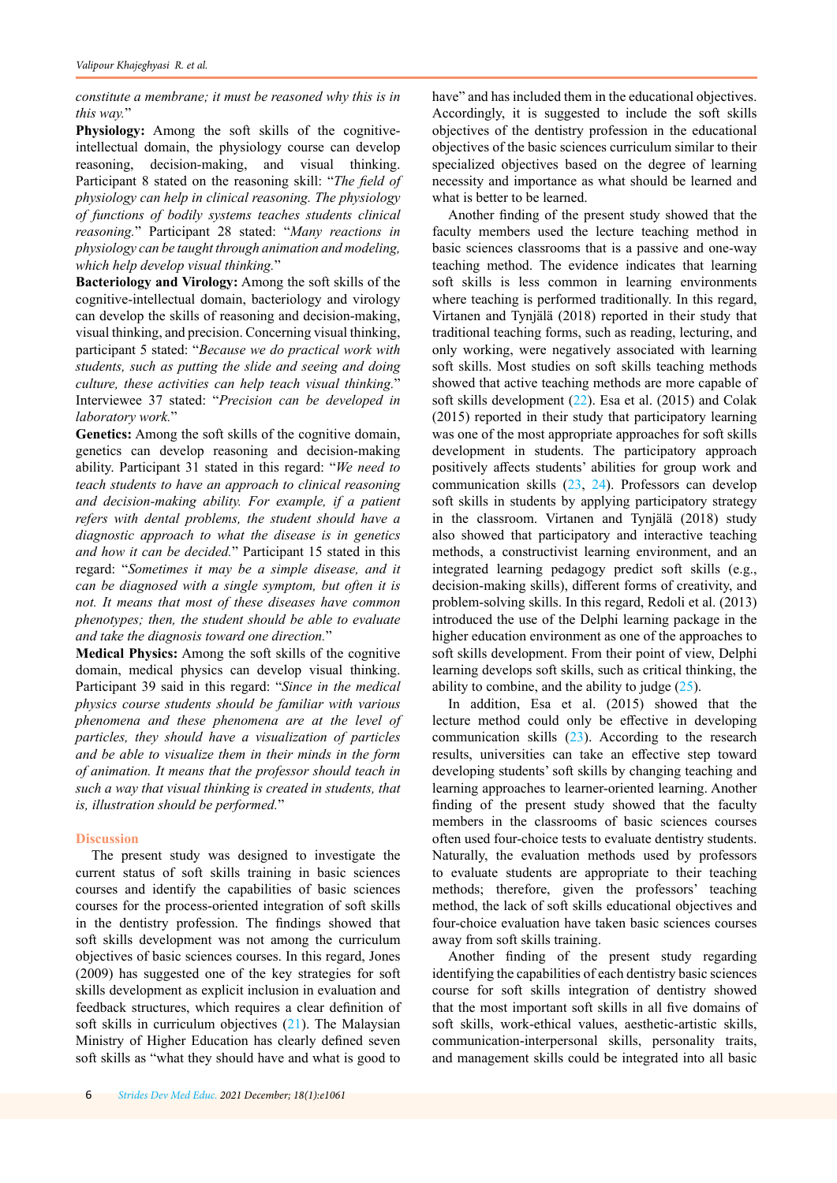*constitute a membrane; it must be reasoned why this is in this way.*"

**Physiology:** Among the soft skills of the cognitive-intellectual domain, the physiology course can develop reasoning, decision-making, and visual thinking. Participant 8 stated on the reasoning skill: "*The field of physiology can help in clinical reasoning. The physiology of functions of bodily systems teaches students clinical reasoning.*" Participant 28 stated: "*Many reactions in physiology can be taught through animation and modeling, which help develop visual thinking.*"

**Bacteriology and Virology:** Among the soft skills of the cognitive-intellectual domain, bacteriology and virology can develop the skills of reasoning and decision-making, visual thinking, and precision. Concerning visual thinking, participant 5 stated: "*Because we do practical work with students, such as putting the slide and seeing and doing culture, these activities can help teach visual thinking.*" Interviewee 37 stated: "*Precision can be developed in laboratory work.*"

**Genetics:** Among the soft skills of the cognitive domain, genetics can develop reasoning and decision-making ability. Participant 31 stated in this regard: "*We need to teach students to have an approach to clinical reasoning and decision-making ability. For example, if a patient refers with dental problems, the student should have a diagnostic approach to what the disease is in genetics and how it can be decided.*" Participant 15 stated in this regard: "*Sometimes it may be a simple disease, and it can be diagnosed with a single symptom, but often it is not. It means that most of these diseases have common phenotypes; then, the student should be able to evaluate and take the diagnosis toward one direction.*"

**Medical Physics:** Among the soft skills of the cognitive domain, medical physics can develop visual thinking. Participant 39 said in this regard: "*Since in the medical physics course students should be familiar with various phenomena and these phenomena are at the level of particles, they should have a visualization of particles and be able to visualize them in their minds in the form of animation. It means that the professor should teach in such a way that visual thinking is created in students, that is, illustration should be performed.*"

## Discussion

The present study was designed to investigate the current status of soft skills training in basic sciences courses and identify the capabilities of basic sciences courses for the process-oriented integration of soft skills in the dentistry profession. The findings showed that soft skills development was not among the curriculum objectives of basic sciences courses. In this regard, Jones (2009) has suggested one of the key strategies for soft skills development as explicit inclusion in evaluation and feedback structures, which requires a clear definition of soft skills in curriculum objectives (21). The Malaysian Ministry of Higher Education has clearly defined seven soft skills as "what they should have and what is good to have" and has included them in the educational objectives. Accordingly, it is suggested to include the soft skills objectives of the dentistry profession in the educational objectives of the basic sciences curriculum similar to their specialized objectives based on the degree of learning necessity and importance as what should be learned and what is better to be learned.

Another finding of the present study showed that the faculty members used the lecture teaching method in basic sciences classrooms that is a passive and one-way teaching method. The evidence indicates that learning soft skills is less common in learning environments where teaching is performed traditionally. In this regard, Virtanen and Tynjälä (2018) reported in their study that traditional teaching forms, such as reading, lecturing, and only working, were negatively associated with learning soft skills. Most studies on soft skills teaching methods showed that active teaching methods are more capable of soft skills development (22). Esa et al. (2015) and Colak (2015) reported in their study that participatory learning was one of the most appropriate approaches for soft skills development in students. The participatory approach positively affects students' abilities for group work and communication skills (23, 24). Professors can develop soft skills in students by applying participatory strategy in the classroom. Virtanen and Tynjälä (2018) study also showed that participatory and interactive teaching methods, a constructivist learning environment, and an integrated learning pedagogy predict soft skills (e.g., decision-making skills), different forms of creativity, and problem-solving skills. In this regard, Redoli et al. (2013) introduced the use of the Delphi learning package in the higher education environment as one of the approaches to soft skills development. From their point of view, Delphi learning develops soft skills, such as critical thinking, the ability to combine, and the ability to judge (25).

In addition, Esa et al. (2015) showed that the lecture method could only be effective in developing communication skills (23). According to the research results, universities can take an effective step toward developing students' soft skills by changing teaching and learning approaches to learner-oriented learning. Another finding of the present study showed that the faculty members in the classrooms of basic sciences courses often used four-choice tests to evaluate dentistry students. Naturally, the evaluation methods used by professors to evaluate students are appropriate to their teaching methods; therefore, given the professors' teaching method, the lack of soft skills educational objectives and four-choice evaluation have taken basic sciences courses away from soft skills training.

Another finding of the present study regarding identifying the capabilities of each dentistry basic sciences course for soft skills integration of dentistry showed that the most important soft skills in all five domains of soft skills, work-ethical values, aesthetic-artistic skills, communication-interpersonal skills, personality traits, and management skills could be integrated into all basic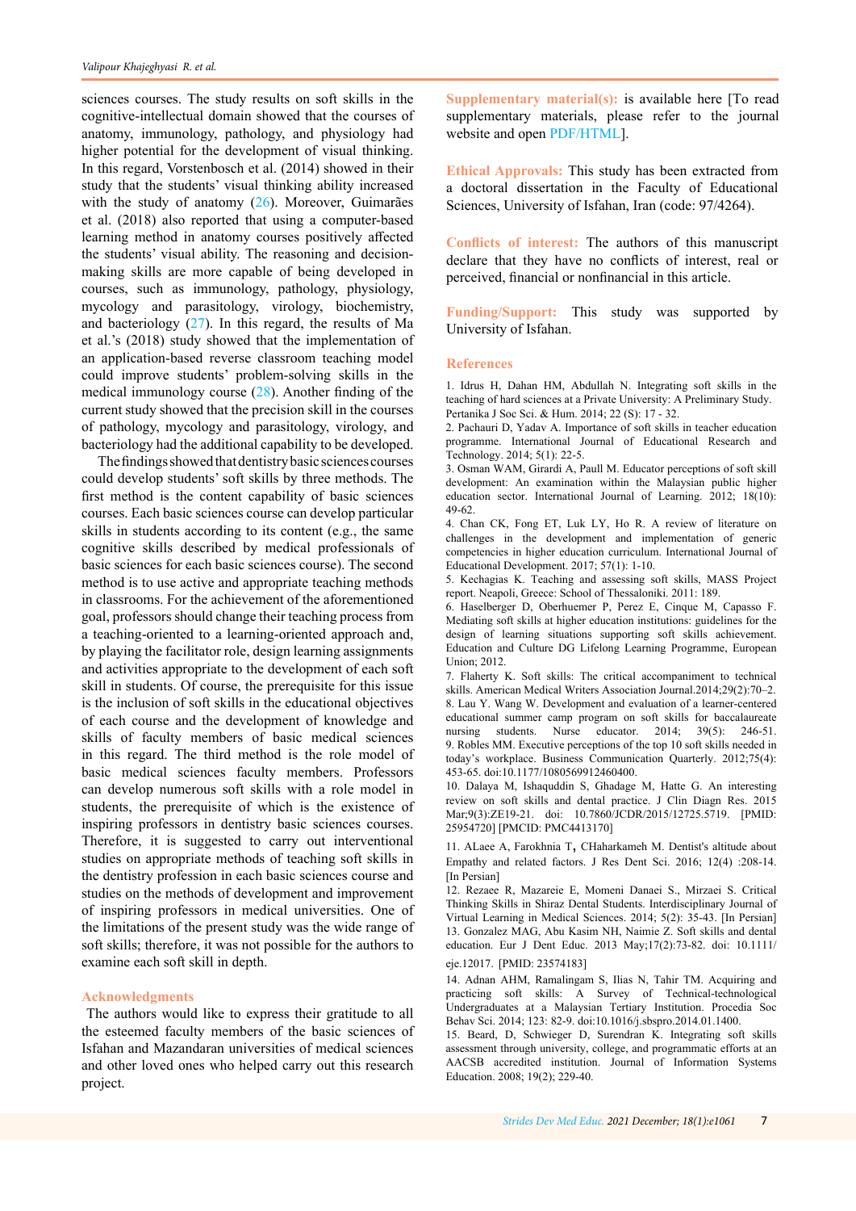sciences courses. The study results on soft skills in the cognitive-intellectual domain showed that the courses of anatomy, immunology, pathology, and physiology had higher potential for the development of visual thinking. In this regard, Vorstenbosch et al. (2014) showed in their study that the students' visual thinking ability increased with the study of anatomy (26). Moreover, Guimarães et al. (2018) also reported that using a computer-based learning method in anatomy courses positively affected the students' visual ability. The reasoning and decision-making skills are more capable of being developed in courses, such as immunology, pathology, physiology, mycology and parasitology, virology, biochemistry, and bacteriology (27). In this regard, the results of Ma et al.'s (2018) study showed that the implementation of an application-based reverse classroom teaching model could improve students' problem-solving skills in the medical immunology course (28). Another finding of the current study showed that the precision skill in the courses of pathology, mycology and parasitology, virology, and bacteriology had the additional capability to be developed.

The findings showed that dentistry basic sciences courses could develop students' soft skills by three methods. The first method is the content capability of basic sciences courses. Each basic sciences course can develop particular skills in students according to its content (e.g., the same cognitive skills described by medical professionals of basic sciences for each basic sciences course). The second method is to use active and appropriate teaching methods in classrooms. For the achievement of the aforementioned goal, professors should change their teaching process from a teaching-oriented to a learning-oriented approach and, by playing the facilitator role, design learning assignments and activities appropriate to the development of each soft skill in students. Of course, the prerequisite for this issue is the inclusion of soft skills in the educational objectives of each course and the development of knowledge and skills of faculty members of basic medical sciences in this regard. The third method is the role model of basic medical sciences faculty members. Professors can develop numerous soft skills with a role model in students, the prerequisite of which is the existence of inspiring professors in dentistry basic sciences courses. Therefore, it is suggested to carry out interventional studies on appropriate methods of teaching soft skills in the dentistry profession in each basic sciences course and studies on the methods of development and improvement of inspiring professors in medical universities. One of the limitations of the present study was the wide range of soft skills; therefore, it was not possible for the authors to examine each soft skill in depth.

## Acknowledgments

The authors would like to express their gratitude to all the esteemed faculty members of the basic sciences of Isfahan and Mazandaran universities of medical sciences and other loved ones who helped carry out this research project.

**Supplementary material(s):** is available here [To read supplementary materials, please refer to the journal website and open PDF/HTML].

**Ethical Approvals:** This study has been extracted from a doctoral dissertation in the Faculty of Educational Sciences, University of Isfahan, Iran (code: 97/4264).

**Conflicts of interest:** The authors of this manuscript declare that they have no conflicts of interest, real or perceived, financial or nonfinancial in this article.

**Funding/Support:** This study was supported by University of Isfahan.

## References

1. Idrus H, Dahan HM, Abdullah N. Integrating soft skills in the teaching of hard sciences at a Private University: A Preliminary Study. Pertanika J Soc Sci. & Hum. 2014; 22 (S): 17 - 32.
2. Pachauri D, Yadav A. Importance of soft skills in teacher education programme. International Journal of Educational Research and Technology. 2014; 5(1): 22-5.
3. Osman WAM, Girardi A, Paull M. Educator perceptions of soft skill development: An examination within the Malaysian public higher education sector. International Journal of Learning. 2012; 18(10): 49-62.
4. Chan CK, Fong ET, Luk LY, Ho R. A review of literature on challenges in the development and implementation of generic competencies in higher education curriculum. International Journal of Educational Development. 2017; 57(1): 1-10.
5. Kechagias K. Teaching and assessing soft skills, MASS Project report. Neapoli, Greece: School of Thessaloniki. 2011: 189.
6. Haselberger D, Oberhuemer P, Perez E, Cinque M, Capasso F. Mediating soft skills at higher education institutions: guidelines for the design of learning situations supporting soft skills achievement. Education and Culture DG Lifelong Learning Programme, European Union; 2012.
7. Flaherty K. Soft skills: The critical accompaniment to technical skills. American Medical Writers Association Journal.2014;29(2):70–2.
8. Lau Y. Wang W. Development and evaluation of a learner-centered educational summer camp program on soft skills for baccalaureate nursing students. Nurse educator. 2014; 39(5): 246-51.
9. Robles MM. Executive perceptions of the top 10 soft skills needed in today's workplace. Business Communication Quarterly. 2012;75(4): 453-65. doi:10.1177/1080569912460400.
10. Dalaya M, Ishaquddin S, Ghadage M, Hatte G. An interesting review on soft skills and dental practice. J Clin Diagn Res. 2015 Mar;9(3):ZE19-21. doi: 10.7860/JCDR/2015/12725.5719. [PMID: 25954720] [PMCID: PMC4413170]
11. ALaee A, Farokhnia T, CHaharkameh M. Dentist's altitude about Empathy and related factors. J Res Dent Sci. 2016; 12(4) :208-14. [In Persian]
12. Rezaee R, Mazareie E, Momeni Danaei S., Mirzaei S. Critical Thinking Skills in Shiraz Dental Students. Interdisciplinary Journal of Virtual Learning in Medical Sciences. 2014; 5(2): 35-43. [In Persian]
13. Gonzalez MAG, Abu Kasim NH, Naimie Z. Soft skills and dental education. Eur J Dent Educ. 2013 May;17(2):73-82. doi: 10.1111/eje.12017. [PMID: 23574183]
14. Adnan AHM, Ramalingam S, Ilias N, Tahir TM. Acquiring and practicing soft skills: A Survey of Technical-technological Undergraduates at a Malaysian Tertiary Institution. Procedia Soc Behav Sci. 2014; 123: 82-9. doi:10.1016/j.sbspro.2014.01.1400.
15. Beard, D, Schwieger D, Surendran K. Integrating soft skills assessment through university, college, and programmatic efforts at an AACSB accredited institution. Journal of Information Systems Education. 2008; 19(2); 229-40.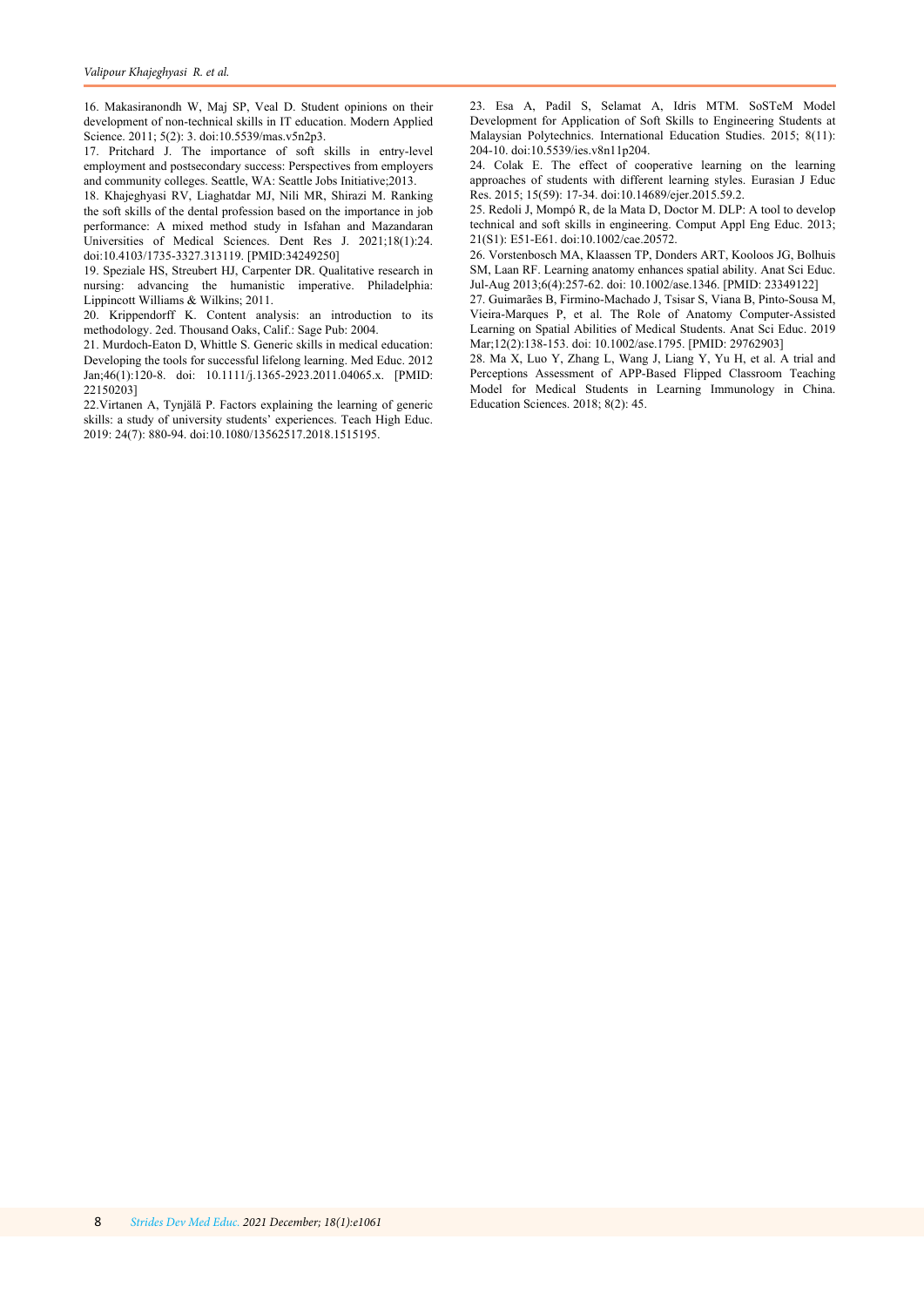16. Makasiranondh W, Maj SP, Veal D. Student opinions on their development of non-technical skills in IT education. Modern Applied Science. 2011; 5(2): 3. doi:10.5539/mas.v5n2p3.

17. Pritchard J. The importance of soft skills in entry-level employment and postsecondary success: Perspectives from employers and community colleges. Seattle, WA: Seattle Jobs Initiative;2013.

18. Khajeghyasi RV, Liaghatdar MJ, Nili MR, Shirazi M. Ranking the soft skills of the dental profession based on the importance in job performance: A mixed method study in Isfahan and Mazandaran Universities of Medical Sciences. Dent Res J. 2021;18(1):24. doi:10.4103/1735-3327.313119. [PMID:34249250]

19. Speziale HS, Streubert HJ, Carpenter DR. Qualitative research in nursing: advancing the humanistic imperative. Philadelphia: Lippincott Williams & Wilkins; 2011.

20. Krippendorff K. Content analysis: an introduction to its methodology. 2ed. Thousand Oaks, Calif.: Sage Pub: 2004.

21. Murdoch-Eaton D, Whittle S. Generic skills in medical education: Developing the tools for successful lifelong learning. Med Educ. 2012 Jan;46(1):120-8. doi: 10.1111/j.1365-2923.2011.04065.x. [PMID: 22150203]

22.Virtanen A, Tynjälä P. Factors explaining the learning of generic skills: a study of university students' experiences. Teach High Educ. 2019: 24(7): 880-94. doi:10.1080/13562517.2018.1515195.

23. Esa A, Padil S, Selamat A, Idris MTM. SoSTeM Model Development for Application of Soft Skills to Engineering Students at Malaysian Polytechnics. International Education Studies. 2015; 8(11): 204-10. doi:10.5539/ies.v8n11p204.

24. Colak E. The effect of cooperative learning on the learning approaches of students with different learning styles. Eurasian J Educ Res. 2015; 15(59): 17-34. doi:10.14689/ejer.2015.59.2.

25. Redoli J, Mompó R, de la Mata D, Doctor M. DLP: A tool to develop technical and soft skills in engineering. Comput Appl Eng Educ. 2013; 21(S1): E51-E61. doi:10.1002/cae.20572.

26. Vorstenbosch MA, Klaassen TP, Donders ART, Kooloos JG, Bolhuis SM, Laan RF. Learning anatomy enhances spatial ability. Anat Sci Educ. Jul-Aug 2013;6(4):257-62. doi: 10.1002/ase.1346. [PMID: 23349122]

27. Guimarães B, Firmino-Machado J, Tsisar S, Viana B, Pinto-Sousa M, Vieira-Marques P, et al. The Role of Anatomy Computer-Assisted Learning on Spatial Abilities of Medical Students. Anat Sci Educ. 2019 Mar;12(2):138-153. doi: 10.1002/ase.1795. [PMID: 29762903]

28. Ma X, Luo Y, Zhang L, Wang J, Liang Y, Yu H, et al. A trial and Perceptions Assessment of APP-Based Flipped Classroom Teaching Model for Medical Students in Learning Immunology in China. Education Sciences. 2018; 8(2): 45.